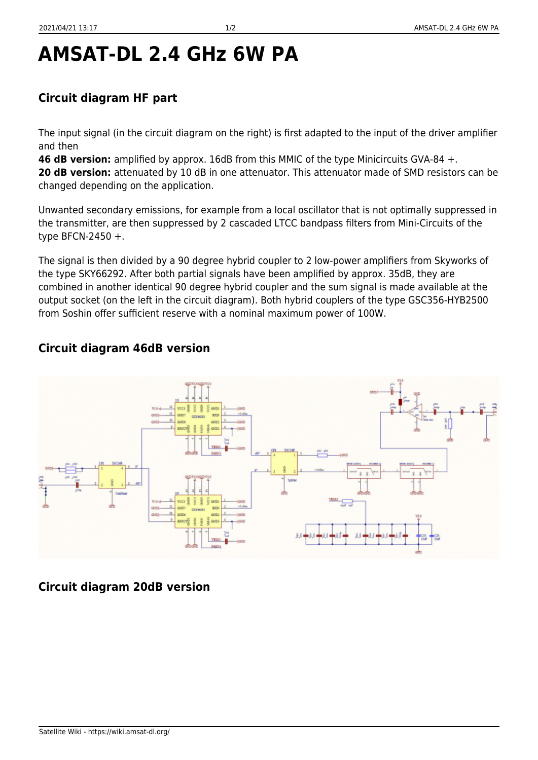# AMSAT-DL 2.4 GHz 6W PA

### Circuit diagram HF part

The input signal (in the circuit diagram on the right) is first adapted to the input of the driver amplifier and then

**46 dB version:** amplified by approx. 16dB from this MMIC of the type Minicircuits GVA-84 +.

**20 dB version:** attenuated by 10 dB in one attenuator. This attenuator made of SMD resistors can be changed depending on the application.

Unwanted secondary emissions, for example from a local oscillator that is not optimally suppressed in the transmitter, are then suppressed by 2 cascaded LTCC bandpass filters from Mini-Circuits of the type BFCN-2450 +.

The signal is then divided by a 90 degree hybrid coupler to 2 low-power amplifiers from Skyworks of the type SKY66292. After both partial signals have been amplified by approx. 35dB, they are combined in another identical 90 degree hybrid coupler and the sum signal is made available at the output socket (on the left in the circuit diagram). Both hybrid couplers of the type GSC356-HYB2500 from Soshin offer sufficient reserve with a nominal maximum power of 100W.

### Circuit diagram 46dB version

### Circuit diagram 20dB version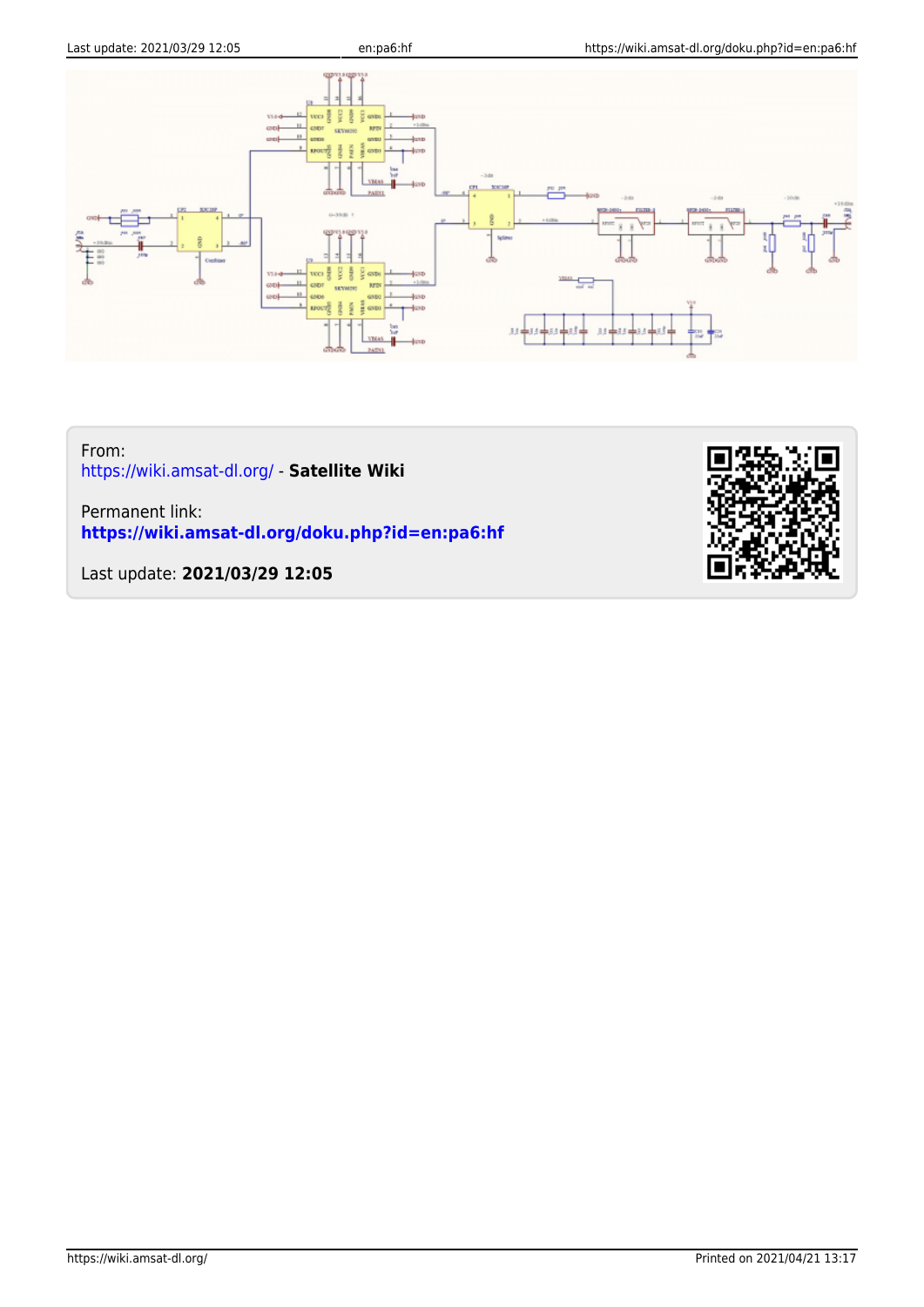From:
https://wiki.amsat-dl.org/ - **Satellite Wiki**

Permanent link:
**https://wiki.amsat-dl.org/doku.php?id=en:pa6:hf**

Last update: **2021/03/29 12:05**